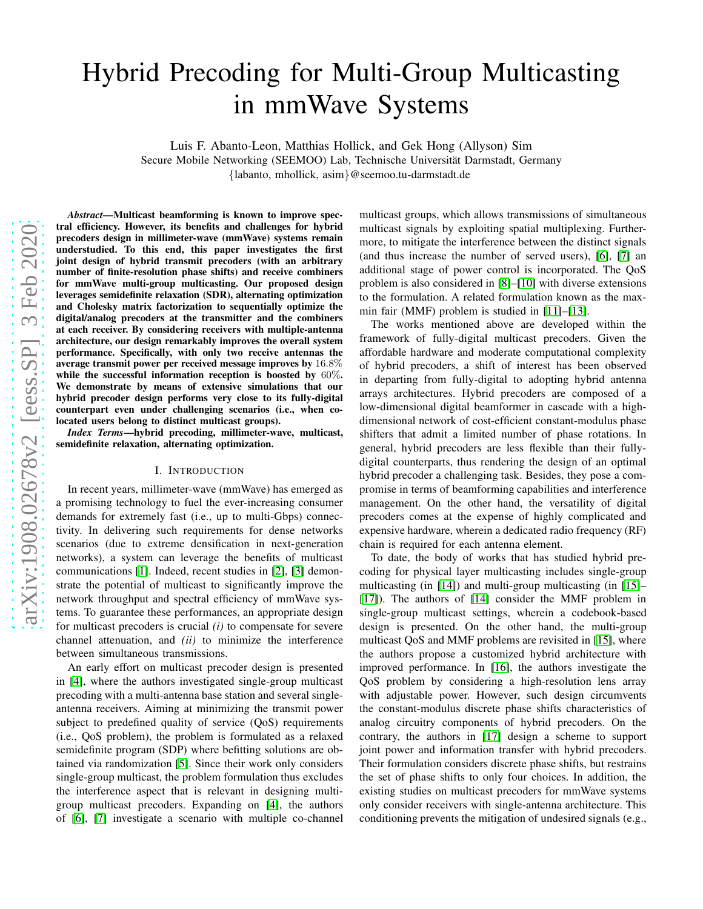# Hybrid Precoding for Multi-Group Multicasting in mmWave Systems

Luis F. Abanto-Leon, Matthias Hollick, and Gek Hong (Allyson) Sim

Secure Mobile Networking (SEEMOO) Lab, Technische Universität Darmstadt, Germany

{labanto, mhollick, asim}@seemoo.tu-darmstadt.de

***Abstract*—Multicast beamforming is known to improve spectral efficiency. However, its benefits and challenges for hybrid precoders design in millimeter-wave (mmWave) systems remain understudied. To this end, this paper investigates the first joint design of hybrid transmit precoders (with an arbitrary number of finite-resolution phase shifts) and receive combiners for mmWave multi-group multicasting. Our proposed design leverages semidefinite relaxation (SDR), alternating optimization and Cholesky matrix factorization to sequentially optimize the digital/analog precoders at the transmitter and the combiners at each receiver. By considering receivers with multiple-antenna architecture, our design remarkably improves the overall system performance. Specifically, with only two receive antennas the average transmit power per received message improves by $16.8\%$ while the successful information reception is boosted by $60\%$. We demonstrate by means of extensive simulations that our hybrid precoder design performs very close to its fully-digital counterpart even under challenging scenarios (i.e., when co-located users belong to distinct multicast groups).**

***Index Terms*—hybrid precoding, millimeter-wave, multicast, semidefinite relaxation, alternating optimization.**

## I. Introduction

In recent years, millimeter-wave (mmWave) has emerged as a promising technology to fuel the ever-increasing consumer demands for extremely fast (i.e., up to multi-Gbps) connectivity. In delivering such requirements for dense networks scenarios (due to extreme densification in next-generation networks), a system can leverage the benefits of multicast communications [1]. Indeed, recent studies in [2], [3] demonstrate the potential of multicast to significantly improve the network throughput and spectral efficiency of mmWave systems. To guarantee these performances, an appropriate design for multicast precoders is crucial *(i)* to compensate for severe channel attenuation, and *(ii)* to minimize the interference between simultaneous transmissions.

An early effort on multicast precoder design is presented in [4], where the authors investigated single-group multicast precoding with a multi-antenna base station and several single-antenna receivers. Aiming at minimizing the transmit power subject to predefined quality of service (QoS) requirements (i.e., QoS problem), the problem is formulated as a relaxed semidefinite program (SDP) where befitting solutions are obtained via randomization [5]. Since their work only considers single-group multicast, the problem formulation thus excludes the interference aspect that is relevant in designing multi-group multicast precoders. Expanding on [4], the authors of [6], [7] investigate a scenario with multiple co-channel multicast groups, which allows transmissions of simultaneous multicast signals by exploiting spatial multiplexing. Furthermore, to mitigate the interference between the distinct signals (and thus increase the number of served users), [6], [7] an additional stage of power control is incorporated. The QoS problem is also considered in [8]–[10] with diverse extensions to the formulation. A related formulation known as the max-min fair (MMF) problem is studied in [11]–[13].

The works mentioned above are developed within the framework of fully-digital multicast precoders. Given the affordable hardware and moderate computational complexity of hybrid precoders, a shift of interest has been observed in departing from fully-digital to adopting hybrid antenna arrays architectures. Hybrid precoders are composed of a low-dimensional digital beamformer in cascade with a high-dimensional network of cost-efficient constant-modulus phase shifters that admit a limited number of phase rotations. In general, hybrid precoders are less flexible than their fully-digital counterparts, thus rendering the design of an optimal hybrid precoder a challenging task. Besides, they pose a compromise in terms of beamforming capabilities and interference management. On the other hand, the versatility of digital precoders comes at the expense of highly complicated and expensive hardware, wherein a dedicated radio frequency (RF) chain is required for each antenna element.

To date, the body of works that has studied hybrid precoding for physical layer multicasting includes single-group multicasting (in [14]) and multi-group multicasting (in [15]–[17]). The authors of [14] consider the MMF problem in single-group multicast settings, wherein a codebook-based design is presented. On the other hand, the multi-group multicast QoS and MMF problems are revisited in [15], where the authors propose a customized hybrid architecture with improved performance. In [16], the authors investigate the QoS problem by considering a high-resolution lens array with adjustable power. However, such design circumvents the constant-modulus discrete phase shifts characteristics of analog circuitry components of hybrid precoders. On the contrary, the authors in [17] design a scheme to support joint power and information transfer with hybrid precoders. Their formulation considers discrete phase shifts, but restrains the set of phase shifts to only four choices. In addition, the existing studies on multicast precoders for mmWave systems only consider receivers with single-antenna architecture. This conditioning prevents the mitigation of undesired signals (e.g.,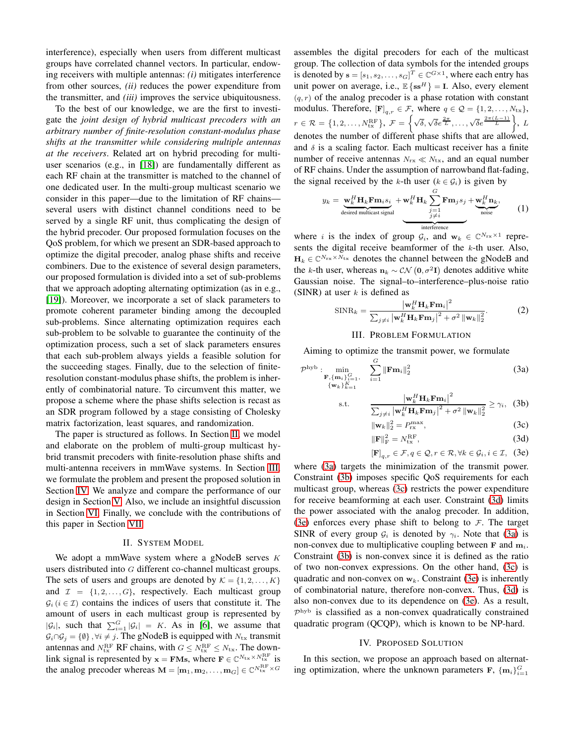interference), especially when users from different multicast groups have correlated channel vectors. In particular, endowing receivers with multiple antennas: *(i)* mitigates interference from other sources, *(ii)* reduces the power expenditure from the transmitter, and *(iii)* improves the service ubiquitousness.

To the best of our knowledge, we are the first to investigate the *joint design of hybrid multicast precoders with an arbitrary number of finite-resolution constant-modulus phase shifts at the transmitter while considering multiple antennas at the receivers*. Related art on hybrid precoding for multi-user scenarios (e.g., in [18]) are fundamentally different as each RF chain at the transmitter is matched to the channel of one dedicated user. In the multi-group multicast scenario we consider in this paper—due to the limitation of RF chains—several users with distinct channel conditions need to be served by a single RF unit, thus complicating the design of the hybrid precoder. Our proposed formulation focuses on the QoS problem, for which we present an SDR-based approach to optimize the digital precoder, analog phase shifts and receive combiners. Due to the existence of several design parameters, our proposed formulation is divided into a set of sub-problems that we approach adopting alternating optimization (as in e.g., [19]). Moreover, we incorporate a set of slack parameters to promote coherent parameter binding among the decoupled sub-problems. Since alternating optimization requires each sub-problem to be solvable to guarantee the continuity of the optimization process, such a set of slack parameters ensures that each sub-problem always yields a feasible solution for the succeeding stages. Finally, due to the selection of finite-resolution constant-modulus phase shifts, the problem is inherently of combinatorial nature. To circumvent this matter, we propose a scheme where the phase shifts selection is recast as an SDR program followed by a stage consisting of Cholesky matrix factorization, least squares, and randomization.

The paper is structured as follows. In Section II, we model and elaborate on the problem of multi-group multicast hybrid transmit precoders with finite-resolution phase shifts and multi-antenna receivers in mmWave systems. In Section III, we formulate the problem and present the proposed solution in Section IV. We analyze and compare the performance of our design in Section V. Also, we include an insightful discussion in Section VI. Finally, we conclude with the contributions of this paper in Section VII.

## II. System Model

We adopt a mmWave system where a gNodeB serves $K$ users distributed into $G$ different co-channel multicast groups. The sets of users and groups are denoted by $\mathcal{K} = \{1, 2, \ldots, K\}$ and $\mathcal{I} = \{1, 2, \ldots, G\}$, respectively. Each multicast group $\mathcal{G}_i\,(i \in \mathcal{I})$ contains the indices of users that constitute it. The amount of users in each multicast group is represented by $|\mathcal{G}_i|$, such that $\sum_{i=1}^{G} |\mathcal{G}_i| = K$. As in [6], we assume that $\mathcal{G}_i \cap \mathcal{G}_j = \{\emptyset\}, \forall i \neq j$. The gNodeB is equipped with $N_{\text{tx}}$ transmit antennas and $N_{\text{tx}}^{\text{RF}}$ RF chains, with $G \leq N_{\text{tx}}^{\text{RF}} \leq N_{\text{tx}}$. The downlink signal is represented by $\mathbf{x} = \mathbf{FMs}$, where $\mathbf{F} \in \mathbb{C}^{N_{\text{tx}} \times N_{\text{tx}}^{\text{RF}}}$ is the analog precoder whereas $\mathbf{M} = [\mathbf{m}_1, \mathbf{m}_2, \ldots, \mathbf{m}_G] \in \mathbb{C}^{N_{\text{tx}}^{\text{RF}} \times G}$ assembles the digital precoders for each of the multicast group. The collection of data symbols for the intended groups is denoted by $\mathbf{s} = [s_1, s_2, \ldots, s_G]^T \in \mathbb{C}^{G \times 1}$, where each entry has unit power on average, i.e., $\mathbb{E}\{\mathbf{s}\mathbf{s}^H\} = \mathbf{I}$. Also, every element $(q, r)$ of the analog precoder is a phase rotation with constant modulus. Therefore, $[\mathbf{F}]_{q,r} \in \mathcal{F}$, where $q \in \mathcal{Q} = \{1, 2, \ldots, N_{\text{tx}}\}$, $r \in \mathcal{R} = \{1, 2, \ldots, N_{\text{tx}}^{\text{RF}}\}$, $\mathcal{F} = \left\{\sqrt{\delta}, \sqrt{\delta}e^{\frac{2\pi}{L}}, \ldots, \sqrt{\delta}e^{\frac{2\pi(L-1)}{L}}\right\}$, $L$ denotes the number of different phase shifts that are allowed, and $\delta$ is a scaling factor. Each multicast receiver has a finite number of receive antennas $N_{\text{rx}} \ll N_{\text{tx}}$, and an equal number of RF chains. Under the assumption of narrowband flat-fading, the signal received by the $k$-th user $(k \in \mathcal{G}_i)$ is given by

$$y_k = \underbrace{\mathbf{w}_k^H \mathbf{H}_k \mathbf{F} \mathbf{m}_i s_i}_{\text{desired multicast signal}} + \underbrace{\mathbf{w}_k^H \mathbf{H}_k \sum_{\substack{j=1 \\ j \neq i}}^{G} \mathbf{F} \mathbf{m}_j s_j}_{\text{interference}} + \underbrace{\mathbf{w}_k^H \mathbf{n}_k}_{\text{noise}}, \tag{1}$$

where $i$ is the index of group $\mathcal{G}_i$, and $\mathbf{w}_k \in \mathbb{C}^{N_{\text{rx}} \times 1}$ represents the digital receive beamformer of the $k$-th user. Also, $\mathbf{H}_k \in \mathbb{C}^{N_{\text{rx}} \times N_{\text{tx}}}$ denotes the channel between the gNodeB and the $k$-th user, whereas $\mathbf{n}_k \sim \mathcal{CN}(\mathbf{0}, \sigma^2 \mathbf{I})$ denotes additive white Gaussian noise. The signal–to–interference–plus-noise ratio (SINR) at user $k$ is defined as

$$\text{SINR}_k = \frac{\left|\mathbf{w}_k^H \mathbf{H}_k \mathbf{F} \mathbf{m}_i\right|^2}{\sum_{j \neq i} \left|\mathbf{w}_k^H \mathbf{H}_k \mathbf{F} \mathbf{m}_j\right|^2 + \sigma^2 \left\|\mathbf{w}_k\right\|_2^2}. \tag{2}$$

## III. Problem Formulation

Aiming to optimize the transmit power, we formulate

$$\mathcal{P}^{\text{hyb}}: \min_{\substack{\mathbf{F}, \{\mathbf{m}_i\}_{i=1}^{G}, \\ \{\mathbf{w}_k\}_{k=1}^{K}}} \quad \sum_{i=1}^{G} \left\|\mathbf{F}\mathbf{m}_i\right\|_2^2 \tag{3a}$$

$$\text{s.t.} \quad \frac{\left|\mathbf{w}_k^H \mathbf{H}_k \mathbf{F} \mathbf{m}_i\right|^2}{\sum_{j \neq i} \left|\mathbf{w}_k^H \mathbf{H}_k \mathbf{F} \mathbf{m}_j\right|^2 + \sigma^2 \left\|\mathbf{w}_k\right\|_2^2} \geq \gamma_i, \tag{3b}$$

$$\left\|\mathbf{w}_k\right\|_2^2 = P_{\text{rx}}^{\max}, \tag{3c}$$

$$\left\|\mathbf{F}\right\|_{\text{F}}^2 = N_{\text{tx}}^{\text{RF}}, \tag{3d}$$

$$[\mathbf{F}]_{q,r} \in \mathcal{F}, q \in \mathcal{Q}, r \in \mathcal{R}, \forall k \in \mathcal{G}_i, i \in \mathcal{I}, \tag{3e}$$

where (3a) targets the minimization of the transmit power. Constraint (3b) imposes specific QoS requirements for each multicast group, whereas (3c) restricts the power expenditure for receive beamforming at each user. Constraint (3d) limits the power associated with the analog precoder. In addition, (3e) enforces every phase shift to belong to $\mathcal{F}$. The target SINR of every group $\mathcal{G}_i$ is denoted by $\gamma_i$. Note that (3a) is non-convex due to multiplicative coupling between $\mathbf{F}$ and $\mathbf{m}_i$. Constraint (3b) is non-convex since it is defined as the ratio of two non-convex expressions. On the other hand, (3c) is quadratic and non-convex on $\mathbf{w}_k$. Constraint (3e) is inherently of combinatorial nature, therefore non-convex. Thus, (3d) is also non-convex due to its dependence on (3e). As a result, $\mathcal{P}^{\text{hyb}}$ is classified as a non-convex quadratically constrained quadratic program (QCQP), which is known to be NP-hard.

## IV. Proposed Solution

In this section, we propose an approach based on alternating optimization, where the unknown parameters $\mathbf{F}$, $\{\mathbf{m}_i\}_{i=1}^{G}$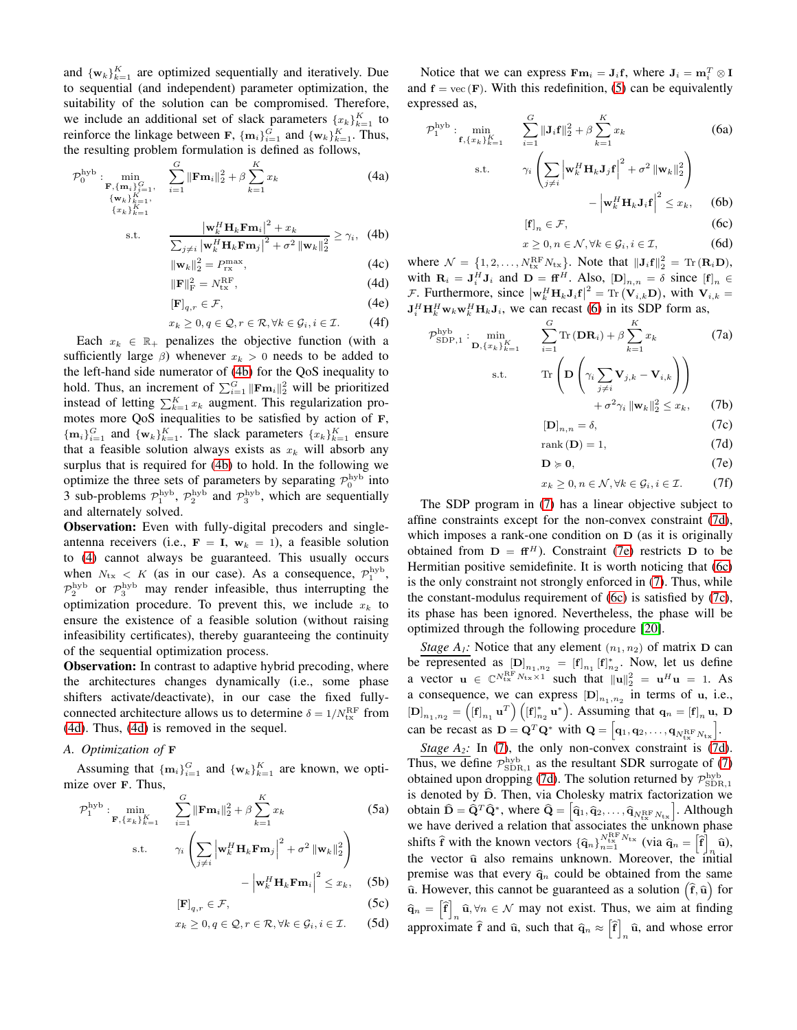and $\{\mathbf{w}_k\}_{k=1}^K$ are optimized sequentially and iteratively. Due to sequential (and independent) parameter optimization, the suitability of the solution can be compromised. Therefore, we include an additional set of slack parameters $\{x_k\}_{k=1}^K$ to reinforce the linkage between $\mathbf{F}$, $\{\mathbf{m}_i\}_{i=1}^G$ and $\{\mathbf{w}_k\}_{k=1}^K$. Thus, the resulting problem formulation is defined as follows,

$$\mathcal{P}_0^{\text{hyb}}: \min_{\substack{\mathbf{F},\{\mathbf{m}_i\}_{i=1}^G,\\ \{\mathbf{w}_k\}_{k=1}^K,\\ \{x_k\}_{k=1}^K}} \quad \sum_{i=1}^G \|\mathbf{F}\mathbf{m}_i\|_2^2 + \beta \sum_{k=1}^K x_k \tag{4a}$$

$$\text{s.t.} \quad \frac{\left|\mathbf{w}_k^H \mathbf{H}_k \mathbf{F}\mathbf{m}_i\right|^2 + x_k}{\sum_{j\neq i}\left|\mathbf{w}_k^H \mathbf{H}_k \mathbf{F}\mathbf{m}_j\right|^2 + \sigma^2 \|\mathbf{w}_k\|_2^2} \geq \gamma_i, \tag{4b}$$

$$\|\mathbf{w}_k\|_2^2 = P_{\text{rx}}^{\max}, \tag{4c}$$

$$\|\mathbf{F}\|_{\text{F}}^2 = N_{\text{tx}}^{\text{RF}}, \tag{4d}$$

$$[\mathbf{F}]_{q,r} \in \mathcal{F}, \tag{4e}$$

$$x_k \geq 0, q \in \mathcal{Q}, r \in \mathcal{R}, \forall k \in \mathcal{G}_i, i \in \mathcal{I}. \tag{4f}$$

Each $x_k \in \mathbb{R}_+$ penalizes the objective function (with a sufficiently large $\beta$) whenever $x_k > 0$ needs to be added to the left-hand side numerator of (4b) for the QoS inequality to hold. Thus, an increment of $\sum_{i=1}^G \|\mathbf{F}\mathbf{m}_i\|_2^2$ will be prioritized instead of letting $\sum_{k=1}^K x_k$ augment. This regularization promotes more QoS inequalities to be satisfied by action of $\mathbf{F}$, $\{\mathbf{m}_i\}_{i=1}^G$ and $\{\mathbf{w}_k\}_{k=1}^K$. The slack parameters $\{x_k\}_{k=1}^K$ ensure that a feasible solution always exists as $x_k$ will absorb any surplus that is required for (4b) to hold. In the following we optimize the three sets of parameters by separating $\mathcal{P}_0^{\text{hyb}}$ into 3 sub-problems $\mathcal{P}_1^{\text{hyb}}$, $\mathcal{P}_2^{\text{hyb}}$ and $\mathcal{P}_3^{\text{hyb}}$, which are sequentially and alternately solved.

**Observation:** Even with fully-digital precoders and single-antenna receivers (i.e., $\mathbf{F} = \mathbf{I}$, $\mathbf{w}_k = 1$), a feasible solution to (4) cannot always be guaranteed. This usually occurs when $N_{\text{tx}} < K$ (as in our case). As a consequence, $\mathcal{P}_1^{\text{hyb}}$, $\mathcal{P}_2^{\text{hyb}}$ or $\mathcal{P}_3^{\text{hyb}}$ may render infeasible, thus interrupting the optimization procedure. To prevent this, we include $x_k$ to ensure the existence of a feasible solution (without raising infeasibility certificates), thereby guaranteeing the continuity of the sequential optimization process.

**Observation:** In contrast to adaptive hybrid precoding, where the architectures changes dynamically (i.e., some phase shifters activate/deactivate), in our case the fixed fully-connected architecture allows us to determine $\delta = 1/N_{\text{tx}}^{\text{RF}}$ from (4d). Thus, (4d) is removed in the sequel.

### A. Optimization of F

Assuming that $\{\mathbf{m}_i\}_{i=1}^G$ and $\{\mathbf{w}_k\}_{k=1}^K$ are known, we optimize over $\mathbf{F}$. Thus,

$$\mathcal{P}_1^{\text{hyb}}: \min_{\mathbf{F},\{x_k\}_{k=1}^K} \quad \sum_{i=1}^G \|\mathbf{F}\mathbf{m}_i\|_2^2 + \beta \sum_{k=1}^K x_k \tag{5a}$$

$$\text{s.t.} \quad \gamma_i \left(\sum_{j\neq i}\left|\mathbf{w}_k^H \mathbf{H}_k \mathbf{F}\mathbf{m}_j\right|^2 + \sigma^2 \|\mathbf{w}_k\|_2^2\right) - \left|\mathbf{w}_k^H \mathbf{H}_k \mathbf{F}\mathbf{m}_i\right|^2 \leq x_k, \tag{5b}$$

$$[\mathbf{F}]_{q,r} \in \mathcal{F}, \tag{5c}$$

$$x_k \geq 0, q \in \mathcal{Q}, r \in \mathcal{R}, \forall k \in \mathcal{G}_i, i \in \mathcal{I}. \tag{5d}$$

Notice that we can express $\mathbf{F}\mathbf{m}_i = \mathbf{J}_i \mathbf{f}$, where $\mathbf{J}_i = \mathbf{m}_i^T \otimes \mathbf{I}$ and $\mathbf{f} = \text{vec}(\mathbf{F})$. With this redefinition, (5) can be equivalently expressed as,

$$\mathcal{P}_1^{\text{hyb}}: \min_{\mathbf{f},\{x_k\}_{k=1}^K} \quad \sum_{i=1}^G \|\mathbf{J}_i \mathbf{f}\|_2^2 + \beta \sum_{k=1}^K x_k \tag{6a}$$

$$\text{s.t.} \quad \gamma_i \left(\sum_{j\neq i}\left|\mathbf{w}_k^H \mathbf{H}_k \mathbf{J}_j \mathbf{f}\right|^2 + \sigma^2 \|\mathbf{w}_k\|_2^2\right) - \left|\mathbf{w}_k^H \mathbf{H}_k \mathbf{J}_i \mathbf{f}\right|^2 \leq x_k, \tag{6b}$$

$$[\mathbf{f}]_n \in \mathcal{F}, \tag{6c}$$

$$x \geq 0, n \in \mathcal{N}, \forall k \in \mathcal{G}_i, i \in \mathcal{I}, \tag{6d}$$

where $\mathcal{N} = \{1, 2, \ldots, N_{\text{tx}}^{\text{RF}} N_{\text{tx}}\}$. Note that $\|\mathbf{J}_i \mathbf{f}\|_2^2 = \text{Tr}(\mathbf{R}_i \mathbf{D})$, with $\mathbf{R}_i = \mathbf{J}_i^H \mathbf{J}_i$ and $\mathbf{D} = \mathbf{f}\mathbf{f}^H$. Also, $[\mathbf{D}]_{n,n} = \delta$ since $[\mathbf{f}]_n \in \mathcal{F}$. Furthermore, since $\left|\mathbf{w}_k^H \mathbf{H}_k \mathbf{J}_i \mathbf{f}\right|^2 = \text{Tr}(\mathbf{V}_{i,k}\mathbf{D})$, with $\mathbf{V}_{i,k} = \mathbf{J}_i^H \mathbf{H}_k^H \mathbf{w}_k \mathbf{w}_k^H \mathbf{H}_k \mathbf{J}_i$, we can recast (6) in its SDP form as,

$$\mathcal{P}_{\text{SDP},1}^{\text{hyb}}: \min_{\mathbf{D},\{x_k\}_{k=1}^K} \quad \sum_{i=1}^G \text{Tr}(\mathbf{D}\mathbf{R}_i) + \beta \sum_{k=1}^K x_k \tag{7a}$$

$$\text{s.t.} \quad \text{Tr}\left(\mathbf{D}\left(\gamma_i \sum_{j\neq i} \mathbf{V}_{j,k} - \mathbf{V}_{i,k}\right)\right) + \sigma^2 \gamma_i \|\mathbf{w}_k\|_2^2 \leq x_k, \tag{7b}$$

$$[\mathbf{D}]_{n,n} = \delta, \tag{7c}$$

$$\text{rank}(\mathbf{D}) = 1, \tag{7d}$$

$$\mathbf{D} \succcurlyeq \mathbf{0}, \tag{7e}$$

$$x_k \geq 0, n \in \mathcal{N}, \forall k \in \mathcal{G}_i, i \in \mathcal{I}. \tag{7f}$$

The SDP program in (7) has a linear objective subject to affine constraints except for the non-convex constraint (7d), which imposes a rank-one condition on $\mathbf{D}$ (as it is originally obtained from $\mathbf{D} = \mathbf{f}\mathbf{f}^H$). Constraint (7e) restricts $\mathbf{D}$ to be Hermitian positive semidefinite. It is worth noticing that (6c) is the only constraint not strongly enforced in (7). Thus, while the constant-modulus requirement of (6c) is satisfied by (7c), its phase has been ignored. Nevertheless, the phase will be optimized through the following procedure [20].

*Stage A₁:* Notice that any element $(n_1, n_2)$ of matrix $\mathbf{D}$ can be represented as $[\mathbf{D}]_{n_1,n_2} = [\mathbf{f}]_{n_1}[\mathbf{f}]_{n_2}^*$. Now, let us define a vector $\mathbf{u} \in \mathbb{C}^{N_{\text{tx}}^{\text{RF}} N_{\text{tx}} \times 1}$ such that $\|\mathbf{u}\|_2^2 = \mathbf{u}^H\mathbf{u} = 1$. As a consequence, we can express $[\mathbf{D}]_{n_1,n_2}$ in terms of $\mathbf{u}$, i.e., $[\mathbf{D}]_{n_1,n_2} = \left([\mathbf{f}]_{n_1}\mathbf{u}^T\right)\left([\mathbf{f}]_{n_2}^*\mathbf{u}^*\right)$. Assuming that $\mathbf{q}_n = [\mathbf{f}]_n \mathbf{u}$, $\mathbf{D}$ can be recast as $\mathbf{D} = \mathbf{Q}^T\mathbf{Q}^*$ with $\mathbf{Q} = \left[\mathbf{q}_1, \mathbf{q}_2, \ldots, \mathbf{q}_{N_{\text{tx}}^{\text{RF}} N_{\text{tx}}}\right]$.

*Stage A₂:* In (7), the only non-convex constraint is (7d). Thus, we define $\mathcal{P}_{\text{SDR},1}^{\text{hyb}}$ as the resultant SDR surrogate of (7) obtained upon dropping (7d). The solution returned by $\mathcal{P}_{\text{SDR},1}^{\text{hyb}}$ is denoted by $\widehat{\mathbf{D}}$. Then, via Cholesky matrix factorization we obtain $\widehat{\mathbf{D}} = \widehat{\mathbf{Q}}^T\widehat{\mathbf{Q}}^*$, where $\widehat{\mathbf{Q}} = \left[\widehat{\mathbf{q}}_1, \widehat{\mathbf{q}}_2, \ldots, \widehat{\mathbf{q}}_{N_{\text{tx}}^{\text{RF}} N_{\text{tx}}}\right]$. Although we have derived a relation that associates the unknown phase shifts $\widehat{\mathbf{f}}$ with the known vectors $\{\widehat{\mathbf{q}}_n\}_{n=1}^{N_{\text{tx}}^{\text{RF}} N_{\text{tx}}}$ (via $\widehat{\mathbf{q}}_n = \left[\widehat{\mathbf{f}}\right]_n \widehat{\mathbf{u}}$), the vector $\widehat{\mathbf{u}}$ also remains unknown. Moreover, the initial premise was that every $\widehat{\mathbf{q}}_n$ could be obtained from the same $\widehat{\mathbf{u}}$. However, this cannot be guaranteed as a solution $\left(\widehat{\mathbf{f}}, \widehat{\mathbf{u}}\right)$ for $\widehat{\mathbf{q}}_n = \left[\widehat{\mathbf{f}}\right]_n \widehat{\mathbf{u}}, \forall n \in \mathcal{N}$ may not exist. Thus, we aim at finding approximate $\widehat{\mathbf{f}}$ and $\widehat{\mathbf{u}}$, such that $\widehat{\mathbf{q}}_n \approx \left[\widehat{\mathbf{f}}\right]_n \widehat{\mathbf{u}}$, and whose error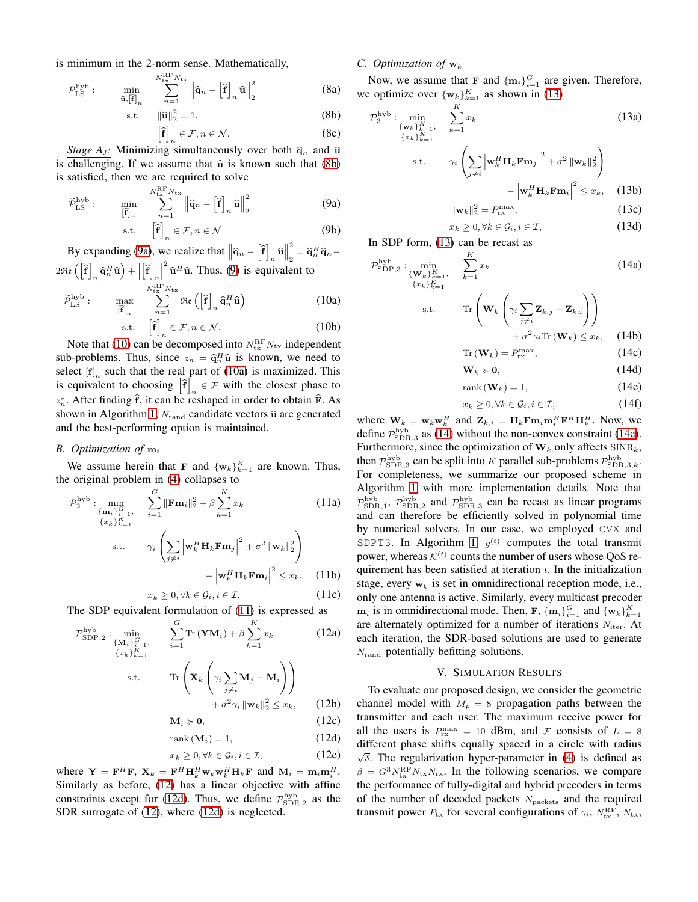is minimum in the 2-norm sense. Mathematically,

$$
\mathcal{P}_{\mathrm{LS}}^{\mathrm{hyb}}: \quad \min_{\widehat{\mathbf{u}}, \left[\widehat{\mathbf{f}}\right]_n} \quad \sum_{n=1}^{N_{\mathrm{tx}}^{\mathrm{RF}} N_{\mathrm{tx}}} \left\| \widehat{\mathbf{q}}_n - \left[\widehat{\mathbf{f}}\right]_n \widehat{\mathbf{u}} \right\|_2^2 \tag{8a}
$$

$$
\text{s.t.} \quad \|\widehat{\mathbf{u}}\|_2^2 = 1, \tag{8b}
$$

$$
\left[\widehat{\mathbf{f}}\right]_n \in \mathcal{F}, n \in \mathcal{N}. \tag{8c}
$$

*Stage A3:* Minimizing simultaneously over both $\widehat{\mathbf{q}}_n$ and $\widehat{\mathbf{u}}$ is challenging. If we assume that $\widehat{\mathbf{u}}$ is known such that (8b) is satisfied, then we are required to solve

$$
\widetilde{\mathcal{P}}_{\mathrm{LS}}^{\mathrm{hyb}}: \quad \min_{\left[\widehat{\mathbf{f}}\right]_n} \quad \sum_{n=1}^{N_{\mathrm{tx}}^{\mathrm{RF}} N_{\mathrm{tx}}} \left\| \widehat{\mathbf{q}}_n - \left[\widehat{\mathbf{f}}\right]_n \widehat{\mathbf{u}} \right\|_2^2 \tag{9a}
$$

$$
\text{s.t.} \quad \left[\widehat{\mathbf{f}}\right]_n \in \mathcal{F}, n \in \mathcal{N} \tag{9b}
$$

By expanding (9a), we realize that $\left\| \widehat{\mathbf{q}}_n - \left[\widehat{\mathbf{f}}\right]_n \widehat{\mathbf{u}} \right\|_2^2 = \widehat{\mathbf{q}}_n^H \widehat{\mathbf{q}}_n - 2\Re\left(\left[\widehat{\mathbf{f}}\right]_n \widehat{\mathbf{q}}_n^H \widehat{\mathbf{u}}\right) + \left|\left[\widehat{\mathbf{f}}\right]_n\right|^2 \widehat{\mathbf{u}}^H \widehat{\mathbf{u}}$. Thus, (9) is equivalent to

$$
\widehat{\mathcal{P}}_{\mathrm{LS}}^{\mathrm{hyb}}: \quad \max_{\left[\widehat{\mathbf{f}}\right]_n} \quad \sum_{n=1}^{N_{\mathrm{tx}}^{\mathrm{RF}} N_{\mathrm{tx}}} \Re\left(\left[\widehat{\mathbf{f}}\right]_n \widehat{\mathbf{q}}_n^H \widehat{\mathbf{u}}\right) \tag{10a}
$$

$$
\text{s.t.} \quad \left[\widehat{\mathbf{f}}\right]_n \in \mathcal{F}, n \in \mathcal{N}. \tag{10b}
$$

Note that (10) can be decomposed into $N_{\mathrm{tx}}^{\mathrm{RF}} N_{\mathrm{tx}}$ independent sub-problems. Thus, since $z_n = \widehat{\mathbf{q}}_n^H \widehat{\mathbf{u}}$ is known, we need to select $[\mathbf{f}]_n$ such that the real part of (10a) is maximized. This is equivalent to choosing $\left[\widehat{\mathbf{f}}\right]_n \in \mathcal{F}$ with the closest phase to $z_n^*$. After finding $\widehat{\mathbf{f}}$, it can be reshaped in order to obtain $\widehat{\mathbf{F}}$. As shown in Algorithm 1, $N_{\mathrm{rand}}$ candidate vectors $\widehat{\mathbf{u}}$ are generated and the best-performing option is maintained.

### B. Optimization of $\mathbf{m}_i$

We assume herein that $\mathbf{F}$ and $\{\mathbf{w}_k\}_{k=1}^K$ are known. Thus, the original problem in (4) collapses to

$$
\mathcal{P}_2^{\mathrm{hyb}}: \min_{\substack{\{\mathbf{m}_i\}_{i=1}^G, \\ \{x_k\}_{k=1}^K}} \quad \sum_{i=1}^G \|\mathbf{F}\mathbf{m}_i\|_2^2 + \beta \sum_{k=1}^K x_k \tag{11a}
$$

$$
\text{s.t.} \quad \gamma_i \left( \sum_{j \neq i} \left| \mathbf{w}_k^H \mathbf{H}_k \mathbf{F} \mathbf{m}_j \right|^2 + \sigma^2 \|\mathbf{w}_k\|_2^2 \right) - \left| \mathbf{w}_k^H \mathbf{H}_k \mathbf{F} \mathbf{m}_i \right|^2 \leq x_k, \tag{11b}
$$

$$
x_k \geq 0, \forall k \in \mathcal{G}_i, i \in \mathcal{I}. \tag{11c}
$$

The SDP equivalent formulation of (11) is expressed as

$$
\mathcal{P}_{\mathrm{SDP},2}^{\mathrm{hyb}}: \min_{\substack{\{\mathbf{M}_i\}_{i=1}^G, \\ \{x_k\}_{k=1}^K}} \quad \sum_{i=1}^G \mathrm{Tr}\left(\mathbf{Y}\mathbf{M}_i\right) + \beta \sum_{k=1}^K x_k \tag{12a}
$$

$$
\text{s.t.} \quad \mathrm{Tr}\left( \mathbf{X}_k \left( \gamma_i \sum_{j \neq i} \mathbf{M}_j - \mathbf{M}_i \right) \right) + \sigma^2 \gamma_i \|\mathbf{w}_k\|_2^2 \leq x_k, \tag{12b}
$$

$$
\mathbf{M}_i \succcurlyeq \mathbf{0}, \tag{12c}
$$

$$
\mathrm{rank}\left(\mathbf{M}_i\right) = 1, \tag{12d}
$$

$$
x_k \geq 0, \forall k \in \mathcal{G}_i, i \in \mathcal{I}, \tag{12e}
$$

where $\mathbf{Y} = \mathbf{F}^H \mathbf{F}$, $\mathbf{X}_k = \mathbf{F}^H \mathbf{H}_k^H \mathbf{w}_k \mathbf{w}_k^H \mathbf{H}_k \mathbf{F}$ and $\mathbf{M}_i = \mathbf{m}_i \mathbf{m}_i^H$. Similarly as before, (12) has a linear objective with affine constraints except for (12d). Thus, we define $\mathcal{P}_{\mathrm{SDR},2}^{\mathrm{hyb}}$ as the SDR surrogate of (12), where (12d) is neglected.

### C. Optimization of $\mathbf{w}_k$

Now, we assume that $\mathbf{F}$ and $\{\mathbf{m}_i\}_{i=1}^G$ are given. Therefore, we optimize over $\{\mathbf{w}_k\}_{k=1}^K$ as shown in (13)

$$
\mathcal{P}_3^{\mathrm{hyb}}: \min_{\substack{\{\mathbf{w}_k\}_{k=1}^K, \\ \{x_k\}_{k=1}^K}} \quad \sum_{k=1}^K x_k \tag{13a}
$$

$$
\text{s.t.} \quad \gamma_i \left( \sum_{j \neq i} \left| \mathbf{w}_k^H \mathbf{H}_k \mathbf{F} \mathbf{m}_j \right|^2 + \sigma^2 \|\mathbf{w}_k\|_2^2 \right) - \left| \mathbf{w}_k^H \mathbf{H}_k \mathbf{F} \mathbf{m}_i \right|^2 \leq x_k, \tag{13b}
$$

$$
\|\mathbf{w}_k\|_2^2 = P_{\mathrm{rx}}^{\max}, \tag{13c}
$$

$$
x_k \geq 0, \forall k \in \mathcal{G}_i, i \in \mathcal{I}, \tag{13d}
$$

In SDP form, (13) can be recast as

$$
\mathcal{P}_{\mathrm{SDP},3}^{\mathrm{hyb}}: \min_{\substack{\{\mathbf{W}_k\}_{k=1}^K, \\ \{x_k\}_{k=1}^K}} \quad \sum_{k=1}^K x_k \tag{14a}
$$

$$
\text{s.t.} \quad \mathrm{Tr}\left( \mathbf{W}_k \left( \gamma_i \sum_{j \neq i} \mathbf{Z}_{k,j} - \mathbf{Z}_{k,i} \right) \right) + \sigma^2 \gamma_i \mathrm{Tr}\left(\mathbf{W}_k\right) \leq x_k, \tag{14b}
$$

$$
\mathrm{Tr}\left(\mathbf{W}_k\right) = P_{\mathrm{rx}}^{\max}, \tag{14c}
$$

$$
\mathbf{W}_k \succcurlyeq \mathbf{0}, \tag{14d}
$$

$$
\mathrm{rank}\left(\mathbf{W}_k\right) = 1, \tag{14e}
$$

$$
x_k \geq 0, \forall k \in \mathcal{G}_i, i \in \mathcal{I}, \tag{14f}
$$

where $\mathbf{W}_k = \mathbf{w}_k \mathbf{w}_k^H$ and $\mathbf{Z}_{k,i} = \mathbf{H}_k \mathbf{F} \mathbf{m}_i \mathbf{m}_i^H \mathbf{F}^H \mathbf{H}_k^H$. Now, we define $\mathcal{P}_{\mathrm{SDR},3}^{\mathrm{hyb}}$ as (14) without the non-convex constraint (14e). Furthermore, since the optimization of $\mathbf{W}_k$ only affects $\mathrm{SINR}_k$, then $\mathcal{P}_{\mathrm{SDR},3}^{\mathrm{hyb}}$ can be split into $K$ parallel sub-problems $\mathcal{P}_{\mathrm{SDR},3,k}^{\mathrm{hyb}}$. For completeness, we summarize our proposed scheme in Algorithm 1 with more implementation details. Note that $\mathcal{P}_{\mathrm{SDR},1}^{\mathrm{hyb}}$, $\mathcal{P}_{\mathrm{SDR},2}^{\mathrm{hyb}}$ and $\mathcal{P}_{\mathrm{SDR},3}^{\mathrm{hyb}}$ can be recast as linear programs and can therefore be efficiently solved in polynomial time by numerical solvers. In our case, we employed `CVX` and `SDPT3`. In Algorithm 1, $g^{(t)}$ computes the total transmit power, whereas $\mathcal{K}^{(t)}$ counts the number of users whose QoS requirement has been satisfied at iteration $t$. In the initialization stage, every $\mathbf{w}_k$ is set in omnidirectional reception mode, i.e., only one antenna is active. Similarly, every multicast precoder $\mathbf{m}_i$ is in omnidirectional mode. Then, $\mathbf{F}$, $\{\mathbf{m}_i\}_{i=1}^G$ and $\{\mathbf{w}_k\}_{k=1}^K$ are alternately optimized for a number of iterations $N_{\mathrm{iter}}$. At each iteration, the SDR-based solutions are used to generate $N_{\mathrm{rand}}$ potentially befitting solutions.

## V. Simulation Results

To evaluate our proposed design, we consider the geometric channel model with $M_p = 8$ propagation paths between the transmitter and each user. The maximum receive power for all the users is $P_{\mathrm{rx}}^{\max} = 10$ dBm, and $\mathcal{F}$ consists of $L = 8$ different phase shifts equally spaced in a circle with radius $\sqrt{\delta}$. The regularization hyper-parameter in (4) is defined as $\beta = G^3 N_{\mathrm{tx}}^{\mathrm{RF}} N_{\mathrm{tx}} N_{\mathrm{rx}}$. In the following scenarios, we compare the performance of fully-digital and hybrid precoders in terms of the number of decoded packets $N_{\mathrm{packets}}$ and the required transmit power $P_{\mathrm{tx}}$ for several configurations of $\gamma_i$, $N_{\mathrm{tx}}^{\mathrm{RF}}$, $N_{\mathrm{tx}}$,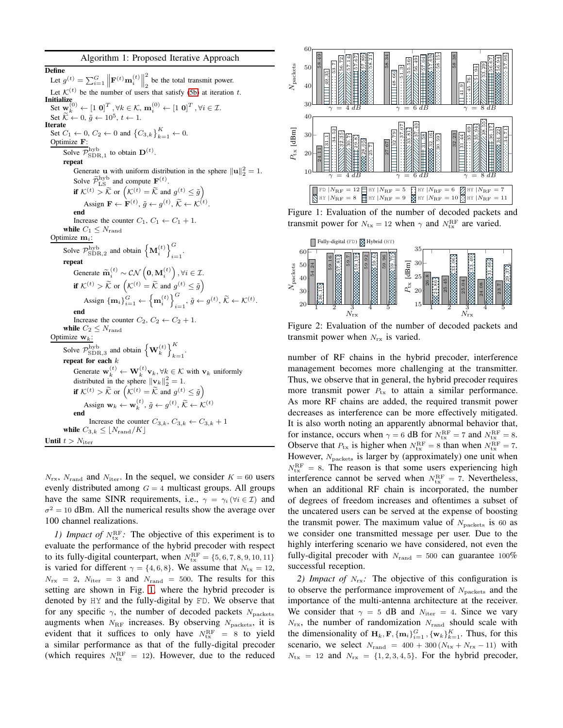**Algorithm 1:** Proposed Iterative Approach

**Define**

Let $g^{(t)} = \sum_{i=1}^{G} \left\| \mathbf{F}^{(t)} \mathbf{m}_i^{(t)} \right\|_2^2$ be the total transmit power.

Let $\mathcal{K}^{(t)}$ be the number of users that satisfy (5b) at iteration $t$.

**Initialize**

Set $\mathbf{w}_k^{(0)} \leftarrow [1\ \mathbf{0}]^T, \forall k \in \mathcal{K}$, $\mathbf{m}_i^{(0)} \leftarrow [1\ \mathbf{0}]^T, \forall i \in \mathcal{I}$.

Set $\widetilde{\mathcal{K}} \leftarrow 0$, $\tilde{g} \leftarrow 10^5$, $t \leftarrow 1$.

**Iterate**

Set $C_1 \leftarrow 0$, $C_2 \leftarrow 0$ and $\{C_{3,k}\}_{k=1}^{K} \leftarrow 0$.

Optimize $\mathbf{F}$:

  Solve $\mathcal{P}_{\text{SDR},1}^{\text{hyb}}$ to obtain $\mathbf{D}^{(t)}$.

  **repeat**

    Generate $\mathbf{u}$ with uniform distribution in the sphere $\|\mathbf{u}\|_2^2 = 1$.

    Solve $\widetilde{\mathcal{P}}_{\text{LS}}^{\text{hyb}}$ and compute $\mathbf{F}^{(t)}$.

    **if** $\mathcal{K}^{(t)} > \widetilde{\mathcal{K}}$ or $\left(\mathcal{K}^{(t)} = \widetilde{\mathcal{K}} \text{ and } g^{(t)} \le \tilde{g}\right)$

      Assign $\mathbf{F} \leftarrow \mathbf{F}^{(t)}$, $\tilde{g} \leftarrow g^{(t)}$, $\widetilde{\mathcal{K}} \leftarrow \mathcal{K}^{(t)}$.

    **end**

    Increase the counter $C_1$, $C_1 \leftarrow C_1 + 1$.

  **while** $C_1 \le N_{\text{rand}}$

Optimize $\mathbf{m}_i$:

  Solve $\mathcal{P}_{\text{SDR},2}^{\text{hyb}}$ and obtain $\left\{\mathbf{M}_i^{(t)}\right\}_{i=1}^{G}$.

  **repeat**

    Generate $\widetilde{\mathbf{m}}_i^{(t)} \sim \mathcal{CN}\left(\mathbf{0}, \mathbf{M}_i^{(t)}\right), \forall i \in \mathcal{I}$.

    **if** $\mathcal{K}^{(t)} > \widetilde{\mathcal{K}}$ or $\left(\mathcal{K}^{(t)} = \widetilde{\mathcal{K}} \text{ and } g^{(t)} \le \tilde{g}\right)$

      Assign $\{\mathbf{m}_i\}_{i=1}^{G} \leftarrow \left\{\mathbf{m}_i^{(t)}\right\}_{i=1}^{G}$, $\tilde{g} \leftarrow g^{(t)}$, $\widetilde{\mathcal{K}} \leftarrow \mathcal{K}^{(t)}$.

    **end**

    Increase the counter $C_2$, $C_2 \leftarrow C_2 + 1$.

  **while** $C_2 \le N_{\text{rand}}$

Optimize $\mathbf{w}_k$:

  Solve $\mathcal{P}_{\text{SDR},3}^{\text{hyb}}$ and obtain $\left\{\mathbf{W}_k^{(t)}\right\}_{k=1}^{K}$.

  **repeat for each** $k$

    Generate $\mathbf{w}_k^{(t)} \leftarrow \mathbf{W}_k^{(t)} \mathbf{v}_k, \forall k \in \mathcal{K}$ with $\mathbf{v}_k$ uniformly distributed in the sphere $\|\mathbf{v}_k\|_2^2 = 1$.

    **if** $\mathcal{K}^{(t)} > \widetilde{\mathcal{K}}$ or $\left(\mathcal{K}^{(t)} = \widetilde{\mathcal{K}} \text{ and } g^{(t)} \le \tilde{g}\right)$

      Assign $\mathbf{w}_k \leftarrow \mathbf{w}_k^{(t)}$, $\tilde{g} \leftarrow g^{(t)}$, $\widetilde{\mathcal{K}} \leftarrow \mathcal{K}^{(t)}$

    **end**

      Increase the counter $C_{3,k}$, $C_{3,k} \leftarrow C_{3,k} + 1$

  **while** $C_{3,k} \le \lfloor N_{\text{rand}}/K \rfloor$

**Until** $t > N_{\text{iter}}$

$N_{\text{rx}}$, $N_{\text{rand}}$ and $N_{\text{iter}}$. In the sequel, we consider $K = 60$ users evenly distributed among $G = 4$ multicast groups. All groups have the same SINR requirements, i.e., $\gamma = \gamma_i\,(\forall i \in \mathcal{I})$ and $\sigma^2 = 10$ dBm. All the numerical results show the average over 100 channel realizations.

*1) Impact of $N_{\text{tx}}^{\text{RF}}$:* The objective of this experiment is to evaluate the performance of the hybrid precoder with respect to its fully-digital counterpart, when $N_{\text{tx}}^{\text{RF}} = \{5, 6, 7, 8, 9, 10, 11\}$ is varied for different $\gamma = \{4, 6, 8\}$. We assume that $N_{\text{tx}} = 12$, $N_{\text{rx}} = 2$, $N_{\text{iter}} = 3$ and $N_{\text{rand}} = 500$. The results for this setting are shown in Fig. 1, where the hybrid precoder is denoted by HY and the fully-digital by FD. We observe that for any specific $\gamma$, the number of decoded packets $N_{\text{packets}}$ augments when $N_{\text{RF}}$ increases. By observing $N_{\text{packets}}$, it is evident that it suffices to only have $N_{\text{tx}}^{\text{RF}} = 8$ to yield a similar performance as that of the fully-digital precoder (which requires $N_{\text{tx}}^{\text{RF}} = 12$). However, due to the reduced number of RF chains in the hybrid precoder, interference management becomes more challenging at the transmitter. Thus, we observe that in general, the hybrid precoder requires more transmit power $P_{\text{tx}}$ to attain a similar performance. As more RF chains are added, the required transmit power decreases as interference can be more effectively mitigated. It is also worth noting an apparently abnormal behavior that, for instance, occurs when $\gamma = 6$ dB for $N_{\text{tx}}^{\text{RF}} = 7$ and $N_{\text{tx}}^{\text{RF}} = 8$. Observe that $P_{\text{tx}}$ is higher when $N_{\text{tx}}^{\text{RF}} = 8$ than when $N_{\text{tx}}^{\text{RF}} = 7$. However, $N_{\text{packets}}$ is larger by (approximately) one unit when $N_{\text{tx}}^{\text{RF}} = 8$. The reason is that some users experiencing high interference cannot be served when $N_{\text{tx}}^{\text{RF}} = 7$. Nevertheless, when an additional RF chain is incorporated, the number of degrees of freedom increases and oftentimes a subset of the uncatered users can be served at the expense of boosting the transmit power. The maximum value of $N_{\text{packets}}$ is 60 as we consider one transmitted message per user. Due to the highly interfering scenario we have considered, not even the fully-digital precoder with $N_{\text{rand}} = 500$ can guarantee 100% successful reception.

Figure 1: Evaluation of the number of decoded packets and transmit power for $N_{\text{tx}} = 12$ when $\gamma$ and $N_{\text{tx}}^{\text{RF}}$ are varied.

Figure 2: Evaluation of the number of decoded packets and transmit power when $N_{\text{rx}}$ is varied.

*2) Impact of $N_{\text{rx}}$:* The objective of this configuration is to observe the performance improvement of $N_{\text{packets}}$ and the importance of the multi-antenna architecture at the receiver. We consider that $\gamma = 5$ dB and $N_{\text{iter}} = 4$. Since we vary $N_{\text{rx}}$, the number of randomization $N_{\text{rand}}$ should scale with the dimensionality of $\mathbf{H}_k, \mathbf{F}, \{\mathbf{m}_i\}_{i=1}^{G}, \{\mathbf{w}_k\}_{k=1}^{K}$. Thus, for this scenario, we select $N_{\text{rand}} = 400 + 300\,(N_{\text{tx}} + N_{\text{rx}} - 11)$ with $N_{\text{tx}} = 12$ and $N_{\text{rx}} = \{1, 2, 3, 4, 5\}$. For the hybrid precoder,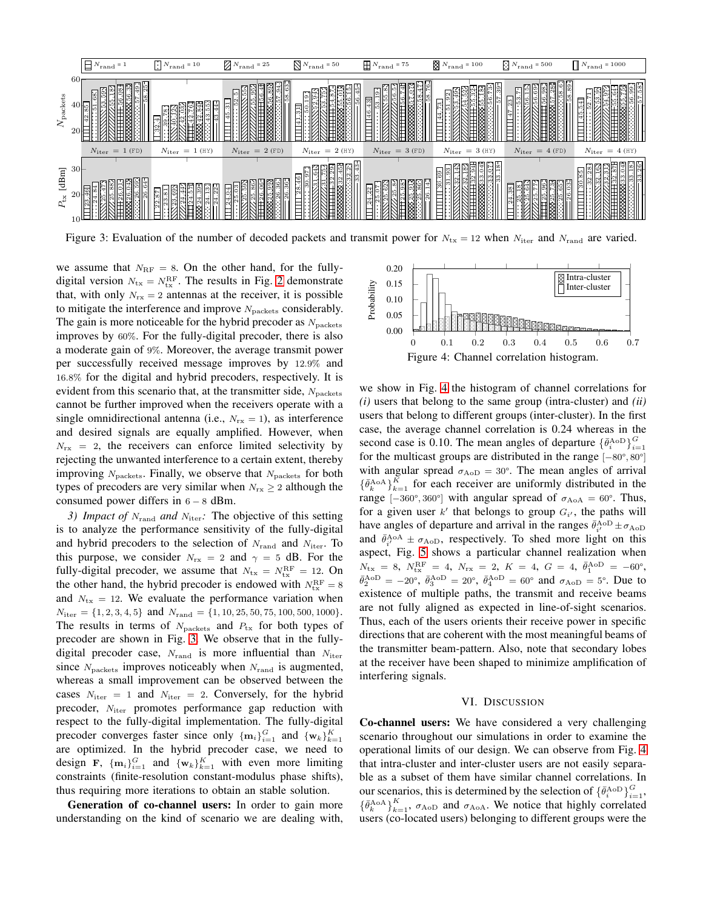Figure 3: Evaluation of the number of decoded packets and transmit power for $N_{\text{tx}} = 12$ when $N_{\text{iter}}$ and $N_{\text{rand}}$ are varied.

we assume that $N_{\text{RF}} = 8$. On the other hand, for the fully-digital version $N_{\text{tx}} = N_{\text{tx}}^{\text{RF}}$. The results in Fig. 2 demonstrate that, with only $N_{\text{rx}} = 2$ antennas at the receiver, it is possible to mitigate the interference and improve $N_{\text{packets}}$ considerably. The gain is more noticeable for the hybrid precoder as $N_{\text{packets}}$ improves by 60%. For the fully-digital precoder, there is also a moderate gain of 9%. Moreover, the average transmit power per successfully received message improves by 12.9% and 16.8% for the digital and hybrid precoders, respectively. It is evident from this scenario that, at the transmitter side, $N_{\text{packets}}$ cannot be further improved when the receivers operate with a single omnidirectional antenna (i.e., $N_{\text{rx}} = 1$), as interference and desired signals are equally amplified. However, when $N_{\text{rx}} = 2$, the receivers can enforce limited selectivity by rejecting the unwanted interference to a certain extent, thereby improving $N_{\text{packets}}$. Finally, we observe that $N_{\text{packets}}$ for both types of precoders are very similar when $N_{\text{rx}} \geq 2$ although the consumed power differs in 6 – 8 dBm.

*3) Impact of $N_{\text{rand}}$ and $N_{\text{iter}}$:* The objective of this setting is to analyze the performance sensitivity of the hybrid and fully-digital precoders to the selection of $N_{\text{rand}}$ and $N_{\text{iter}}$. To this purpose, we consider $N_{\text{rx}} = 2$ and $\gamma = 5$ dB. For the fully-digital precoder, we assume that $N_{\text{tx}} = N_{\text{tx}}^{\text{RF}} = 12$. On the other hand, the hybrid precoder is endowed with $N_{\text{tx}}^{\text{RF}} = 8$ and $N_{\text{tx}} = 12$. We evaluate the performance variation when $N_{\text{iter}} = \{1, 2, 3, 4, 5\}$ and $N_{\text{rand}} = \{1, 10, 25, 50, 75, 100, 500, 1000\}$. The results in terms of $N_{\text{packets}}$ and $P_{\text{tx}}$ for both types of precoder are shown in Fig. 3. We observe that in the fully-digital precoder case, $N_{\text{rand}}$ is more influential than $N_{\text{iter}}$ since $N_{\text{packets}}$ improves noticeably when $N_{\text{rand}}$ is augmented, whereas a small improvement can be observed between the cases $N_{\text{iter}} = 1$ and $N_{\text{iter}} = 2$. Conversely, for the hybrid precoder, $N_{\text{iter}}$ promotes performance gap reduction with respect to the fully-digital implementation. The fully-digital precoder converges faster since only $\{\mathbf{m}_i\}_{i=1}^{G}$ and $\{\mathbf{w}_k\}_{k=1}^{K}$ are optimized. In the hybrid precoder case, we need to design $\mathbf{F}$, $\{\mathbf{m}_i\}_{i=1}^{G}$ and $\{\mathbf{w}_k\}_{k=1}^{K}$ with even more limiting constraints (finite-resolution constant-modulus phase shifts), thus requiring more iterations to obtain an stable solution.

**Generation of co-channel users:** In order to gain more understanding on the kind of scenario we are dealing with, we show in Fig. 4 the histogram of channel correlations for *(i)* users that belong to the same group (intra-cluster) and *(ii)* users that belong to different groups (inter-cluster). In the first case, the average channel correlation is 0.24 whereas in the second case is 0.10. The mean angles of departure $\{\bar{\theta}_i^{\text{AoD}}\}_{i=1}^{G}$ for the multicast groups are distributed in the range $[-80°, 80°]$ with angular spread $\sigma_{\text{AoD}} = 30°$. The mean angles of arrival $\{\bar{\theta}_k^{\text{AoA}}\}_{k=1}^{K}$ for each receiver are uniformly distributed in the range $[-360°, 360°]$ with angular spread of $\sigma_{\text{AoA}} = 60°$. Thus, for a given user $k'$ that belongs to group $G_{i'}$, the paths will have angles of departure and arrival in the ranges $\bar{\theta}_{i'}^{\text{AoD}} \pm \sigma_{\text{AoD}}$ and $\bar{\theta}_{i'}^{\text{AoA}} \pm \sigma_{\text{AoD}}$, respectively. To shed more light on this aspect, Fig. 5 shows a particular channel realization when $N_{\text{tx}} = 8$, $N_{\text{tx}}^{\text{RF}} = 4$, $N_{\text{rx}} = 2$, $K = 4$, $G = 4$, $\bar{\theta}_1^{\text{AoD}} = -60°$, $\bar{\theta}_2^{\text{AoD}} = -20°$, $\bar{\theta}_3^{\text{AoD}} = 20°$, $\bar{\theta}_4^{\text{AoD}} = 60°$ and $\sigma_{\text{AoD}} = 5°$. Due to existence of multiple paths, the transmit and receive beams are not fully aligned as expected in line-of-sight scenarios. Thus, each of the users orients their receive power in specific directions that are coherent with the most meaningful beams of the transmitter beam-pattern. Also, note that secondary lobes at the receiver have been shaped to minimize amplification of interfering signals.

Figure 4: Channel correlation histogram.

## VI. Discussion

**Co-channel users:** We have considered a very challenging scenario throughout our simulations in order to examine the operational limits of our design. We can observe from Fig. 4 that intra-cluster and inter-cluster users are not easily separable as a subset of them have similar channel correlations. In our scenarios, this is determined by the selection of $\{\bar{\theta}_i^{\text{AoD}}\}_{i=1}^{G}$, $\{\bar{\theta}_k^{\text{AoA}}\}_{k=1}^{K}$, $\sigma_{\text{AoD}}$ and $\sigma_{\text{AoA}}$. We notice that highly correlated users (co-located users) belonging to different groups were the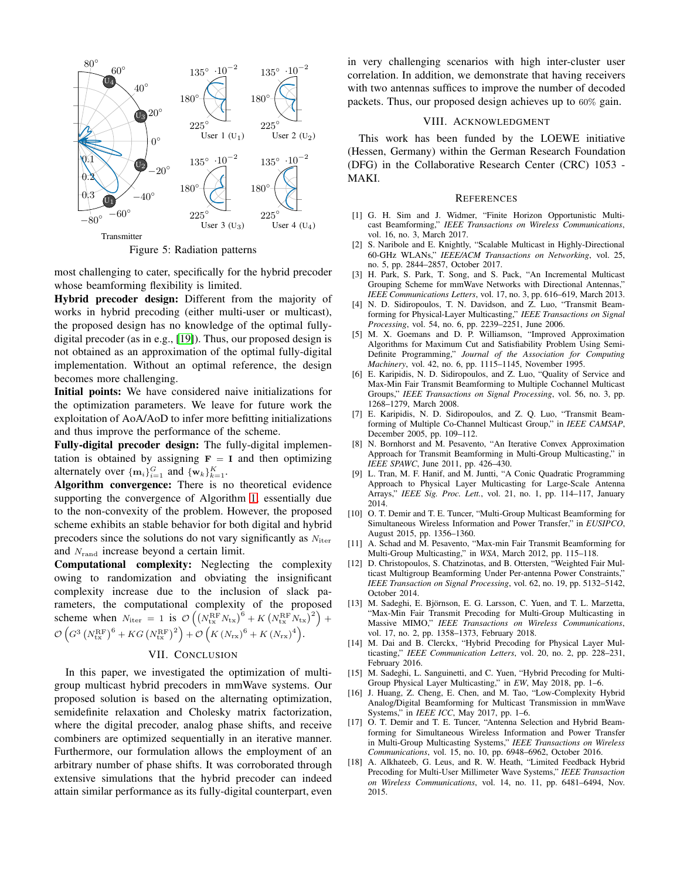Figure 5: Radiation patterns

most challenging to cater, specifically for the hybrid precoder whose beamforming flexibility is limited.

**Hybrid precoder design:** Different from the majority of works in hybrid precoding (either multi-user or multicast), the proposed design has no knowledge of the optimal fully-digital precoder (as in e.g., [19]). Thus, our proposed design is not obtained as an approximation of the optimal fully-digital implementation. Without an optimal reference, the design becomes more challenging.

**Initial points:** We have considered naive initializations for the optimization parameters. We leave for future work the exploitation of AoA/AoD to infer more befitting initializations and thus improve the performance of the scheme.

**Fully-digital precoder design:** The fully-digital implementation is obtained by assigning $\mathbf{F} = \mathbf{I}$ and then optimizing alternately over $\{\mathbf{m}_i\}_{i=1}^{G}$ and $\{\mathbf{w}_k\}_{k=1}^{K}$.

**Algorithm convergence:** There is no theoretical evidence supporting the convergence of Algorithm 1, essentially due to the non-convexity of the problem. However, the proposed scheme exhibits an stable behavior for both digital and hybrid precoders since the solutions do not vary significantly as $N_{\text{iter}}$ and $N_{\text{rand}}$ increase beyond a certain limit.

**Computational complexity:** Neglecting the complexity owing to randomization and obviating the insignificant complexity increase due to the inclusion of slack parameters, the computational complexity of the proposed scheme when $N_{\text{iter}} = 1$ is $\mathcal{O}\left(\left(N_{\text{tx}}^{\text{RF}} N_{\text{tx}}\right)^6 + K\left(N_{\text{tx}}^{\text{RF}} N_{\text{tx}}\right)^2\right) + \mathcal{O}\left(G^3\left(N_{\text{tx}}^{\text{RF}}\right)^6 + KG\left(N_{\text{tx}}^{\text{RF}}\right)^2\right) + \mathcal{O}\left(K\left(N_{\text{rx}}\right)^6 + K\left(N_{\text{rx}}\right)^4\right)$.

## VII. Conclusion

In this paper, we investigated the optimization of multi-group multicast hybrid precoders in mmWave systems. Our proposed solution is based on the alternating optimization, semidefinite relaxation and Cholesky matrix factorization, where the digital precoder, analog phase shifts, and receive combiners are optimized sequentially in an iterative manner. Furthermore, our formulation allows the employment of an arbitrary number of phase shifts. It was corroborated through extensive simulations that the hybrid precoder can indeed attain similar performance as its fully-digital counterpart, even in very challenging scenarios with high inter-cluster user correlation. In addition, we demonstrate that having receivers with two antennas suffices to improve the number of decoded packets. Thus, our proposed design achieves up to 60% gain.

## VIII. Acknowledgment

This work has been funded by the LOEWE initiative (Hessen, Germany) within the German Research Foundation (DFG) in the Collaborative Research Center (CRC) 1053 - MAKI.

## References

[1] G. H. Sim and J. Widmer, "Finite Horizon Opportunistic Multicast Beamforming," *IEEE Transactions on Wireless Communications*, vol. 16, no. 3, March 2017.

[2] S. Naribole and E. Knightly, "Scalable Multicast in Highly-Directional 60-GHz WLANs," *IEEE/ACM Transactions on Networking*, vol. 25, no. 5, pp. 2844–2857, October 2017.

[3] H. Park, S. Park, T. Song, and S. Pack, "An Incremental Multicast Grouping Scheme for mmWave Networks with Directional Antennas," *IEEE Communications Letters*, vol. 17, no. 3, pp. 616–619, March 2013.

[4] N. D. Sidiropoulos, T. N. Davidson, and Z. Luo, "Transmit Beamforming for Physical-Layer Multicasting," *IEEE Transactions on Signal Processing*, vol. 54, no. 6, pp. 2239–2251, June 2006.

[5] M. X. Goemans and D. P. Williamson, "Improved Approximation Algorithms for Maximum Cut and Satisfiability Problem Using Semi-Definite Programming," *Journal of the Association for Computing Machinery*, vol. 42, no. 6, pp. 1115–1145, November 1995.

[6] E. Karipidis, N. D. Sidiropoulos, and Z. Luo, "Quality of Service and Max-Min Fair Transmit Beamforming to Multiple Cochannel Multicast Groups," *IEEE Transactions on Signal Processing*, vol. 56, no. 3, pp. 1268–1279, March 2008.

[7] E. Karipidis, N. D. Sidiropoulos, and Z. Q. Luo, "Transmit Beamforming of Multiple Co-Channel Multicast Group," in *IEEE CAMSAP*, December 2005, pp. 109–112.

[8] N. Bornhorst and M. Pesavento, "An Iterative Convex Approximation Approach for Transmit Beamforming in Multi-Group Multicasting," in *IEEE SPAWC*, June 2011, pp. 426–430.

[9] L. Tran, M. F. Hanif, and M. Juntti, "A Conic Quadratic Programming Approach to Physical Layer Multicasting for Large-Scale Antenna Arrays," *IEEE Sig. Proc. Lett.*, vol. 21, no. 1, pp. 114–117, January 2014.

[10] O. T. Demir and T. E. Tuncer, "Multi-Group Multicast Beamforming for Simultaneous Wireless Information and Power Transfer," in *EUSIPCO*, August 2015, pp. 1356–1360.

[11] A. Schad and M. Pesavento, "Max-min Fair Transmit Beamforming for Multi-Group Multicasting," in *WSA*, March 2012, pp. 115–118.

[12] D. Christopoulos, S. Chatzinotas, and B. Ottersten, "Weighted Fair Multicast Multigroup Beamforming Under Per-antenna Power Constraints," *IEEE Transaction on Signal Processing*, vol. 62, no. 19, pp. 5132–5142, October 2014.

[13] M. Sadeghi, E. Björnson, E. G. Larsson, C. Yuen, and T. L. Marzetta, "Max-Min Fair Transmit Precoding for Multi-Group Multicasting in Massive MIMO," *IEEE Transactions on Wireless Communications*, vol. 17, no. 2, pp. 1358–1373, February 2018.

[14] M. Dai and B. Clerckx, "Hybrid Precoding for Physical Layer Multicasting," *IEEE Communication Letters*, vol. 20, no. 2, pp. 228–231, February 2016.

[15] M. Sadeghi, L. Sanguinetti, and C. Yuen, "Hybrid Precoding for Multi-Group Physical Layer Multicasting," in *EW*, May 2018, pp. 1–6.

[16] J. Huang, Z. Cheng, E. Chen, and M. Tao, "Low-Complexity Hybrid Analog/Digital Beamforming for Multicast Transmission in mmWave Systems," in *IEEE ICC*, May 2017, pp. 1–6.

[17] O. T. Demir and T. E. Tuncer, "Antenna Selection and Hybrid Beamforming for Simultaneous Wireless Information and Power Transfer in Multi-Group Multicasting Systems," *IEEE Transactions on Wireless Communications*, vol. 15, no. 10, pp. 6948–6962, October 2016.

[18] A. Alkhateeb, G. Leus, and R. W. Heath, "Limited Feedback Hybrid Precoding for Multi-User Millimeter Wave Systems," *IEEE Transaction on Wireless Communications*, vol. 14, no. 11, pp. 6481–6494, Nov. 2015.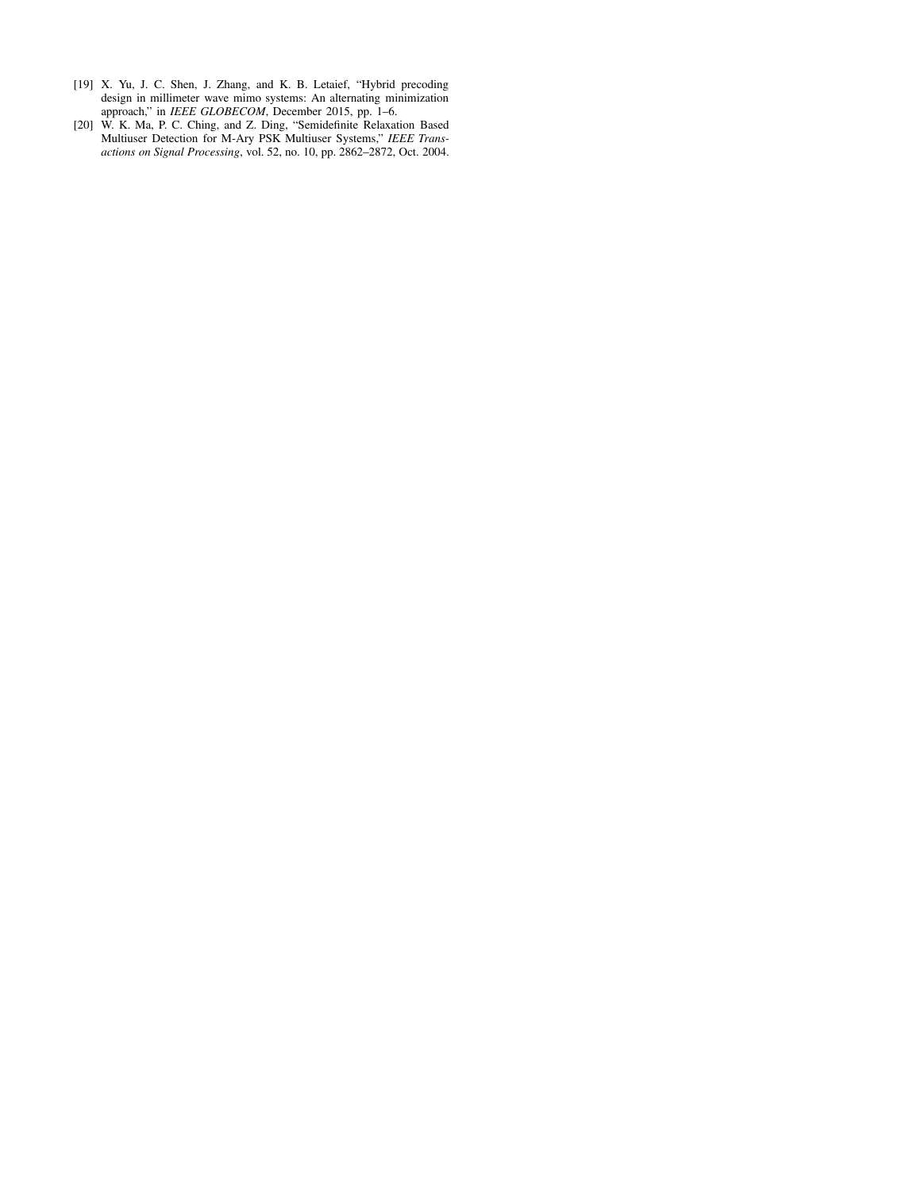[19] X. Yu, J. C. Shen, J. Zhang, and K. B. Letaief, "Hybrid precoding design in millimeter wave mimo systems: An alternating minimization approach," in *IEEE GLOBECOM*, December 2015, pp. 1–6.

[20] W. K. Ma, P. C. Ching, and Z. Ding, "Semidefinite Relaxation Based Multiuser Detection for M-Ary PSK Multiuser Systems," *IEEE Transactions on Signal Processing*, vol. 52, no. 10, pp. 2862–2872, Oct. 2004.